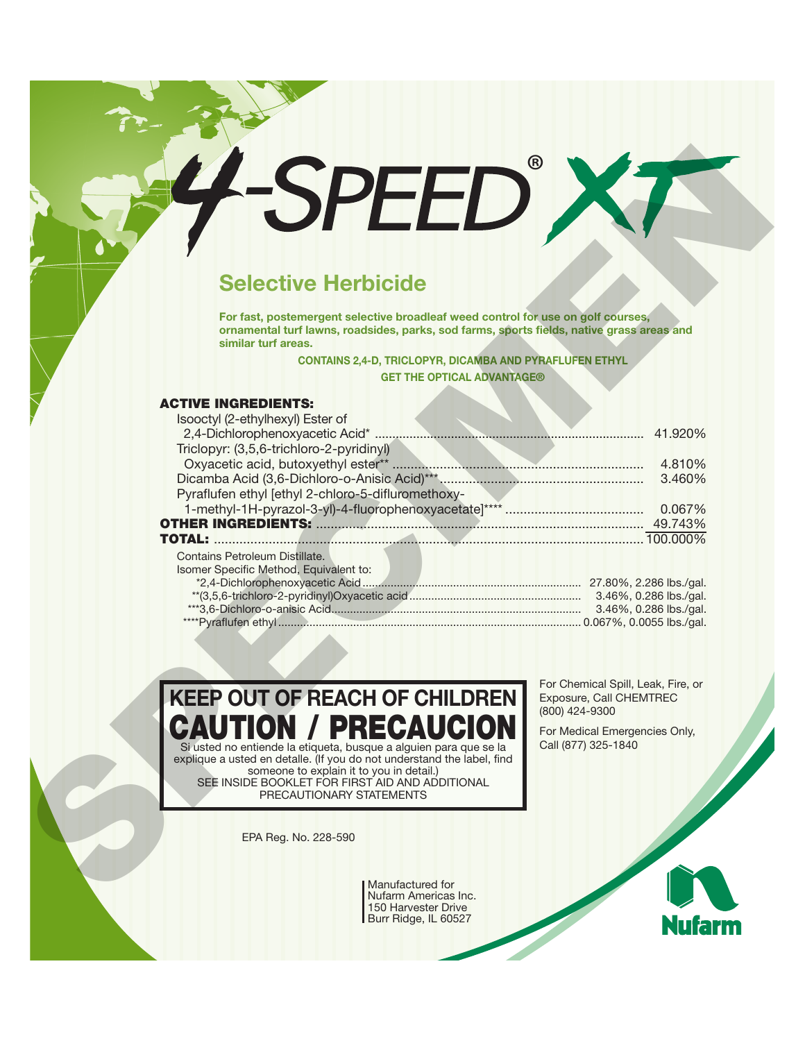# 4-SPEED® XT

## Selective Herbicide

**For fast, postemergent selective broadleaf weed control for use on golf courses, ornamental turf lawns, roadsides, parks, sod farms, sports fields, native grass areas and similar turf areas.**

**CONTAINS 2,4-D, TRICLOPYR, DICAMBA AND PYRAFLUFEN ETHYL**

**GET THE OPTICAL ADVANTAGE®**

| **ACTIVE INGREDIENTS:** | |
|---|---|
| Isooctyl (2-ethylhexyl) Ester of 2,4-Dichlorophenoxyacetic Acid* | 41.920% |
| Triclopyr: (3,5,6-trichloro-2-pyridinyl) Oxyacetic acid, butoxyethyl ester** | 4.810% |
| Dicamba Acid (3,6-Dichloro-o-Anisic Acid)*** | 3.460% |
| Pyraflufen ethyl [ethyl 2-chloro-5-difluromethoxy-1-methyl-1H-pyrazol-3-yl)-4-fluorophenoxyacetate]**** | 0.067% |
| **OTHER INGREDIENTS:** | 49.743% |
| **TOTAL:** | 100.000% |

Contains Petroleum Distillate.

Isomer Specific Method, Equivalent to:

| | |
|---|---|
| *2,4-Dichlorophenoxyacetic Acid | 27.80%, 2.286 lbs./gal. |
| **(3,5,6-trichloro-2-pyridinyl)Oxyacetic acid | 3.46%, 0.286 lbs./gal. |
| ***3,6-Dichloro-o-anisic Acid | 3.46%, 0.286 lbs./gal. |
| ****Pyraflufen ethyl | 0.067%, 0.0055 lbs./gal. |

## KEEP OUT OF REACH OF CHILDREN

## CAUTION / PRECAUCION

Si usted no entiende la etiqueta, busque a alguien para que se la explique a usted en detalle. (If you do not understand the label, find someone to explain it to you in detail.)

SEE INSIDE BOOKLET FOR FIRST AID AND ADDITIONAL PRECAUTIONARY STATEMENTS

For Chemical Spill, Leak, Fire, or Exposure, Call CHEMTREC (800) 424-9300

For Medical Emergencies Only, Call (877) 325-1840

EPA Reg. No. 228-590

Manufactured for
Nufarm Americas Inc.
150 Harvester Drive
Burr Ridge, IL 60527

Nufarm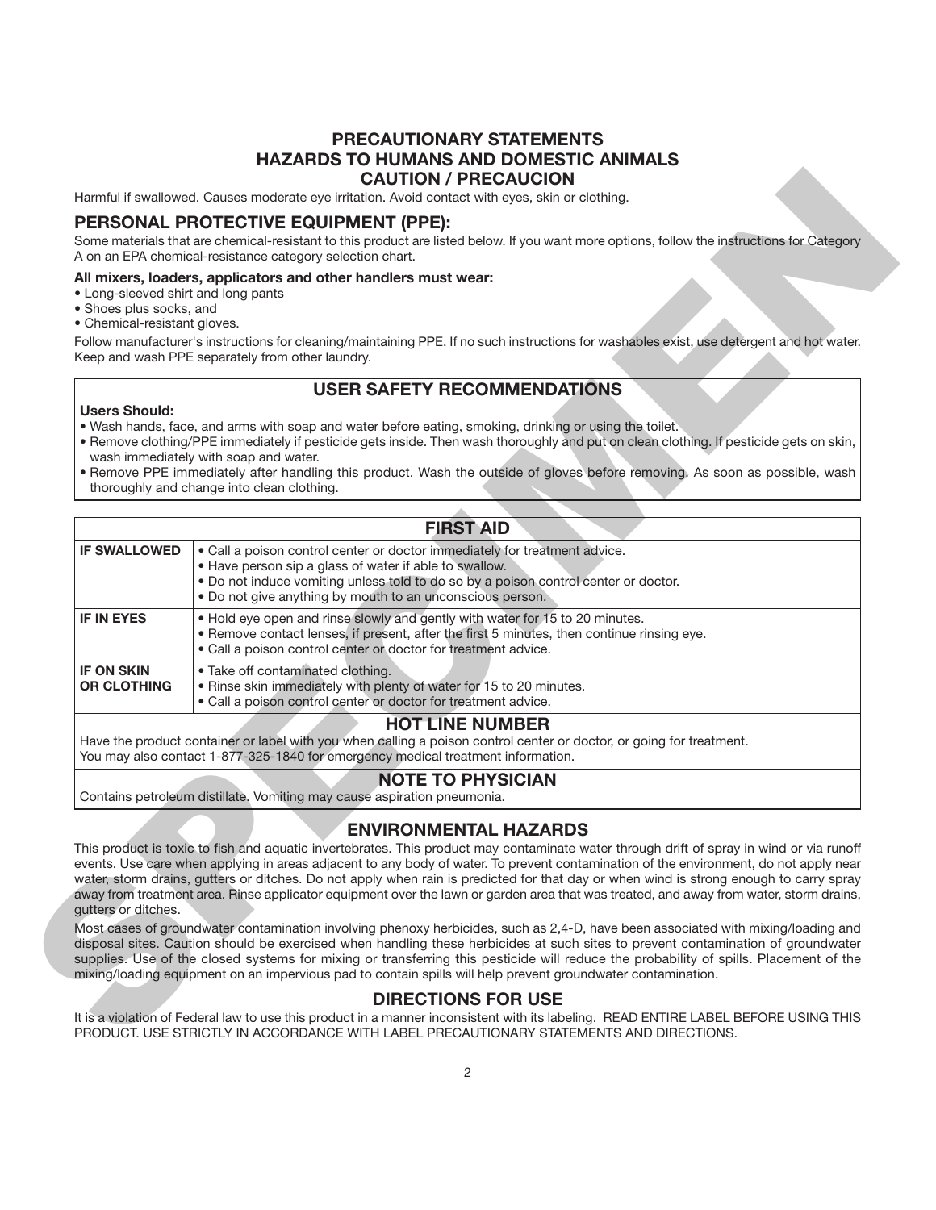# PRECAUTIONARY STATEMENTS
## HAZARDS TO HUMANS AND DOMESTIC ANIMALS
## CAUTION / PRECAUCION

Harmful if swallowed. Causes moderate eye irritation. Avoid contact with eyes, skin or clothing.

## PERSONAL PROTECTIVE EQUIPMENT (PPE):

Some materials that are chemical-resistant to this product are listed below. If you want more options, follow the instructions for Category A on an EPA chemical-resistance category selection chart.

**All mixers, loaders, applicators and other handlers must wear:**

- Long-sleeved shirt and long pants
- Shoes plus socks, and
- Chemical-resistant gloves.

Follow manufacturer's instructions for cleaning/maintaining PPE. If no such instructions for washables exist, use detergent and hot water. Keep and wash PPE separately from other laundry.

## USER SAFETY RECOMMENDATIONS

**Users Should:**

- Wash hands, face, and arms with soap and water before eating, smoking, drinking or using the toilet.
- Remove clothing/PPE immediately if pesticide gets inside. Then wash thoroughly and put on clean clothing. If pesticide gets on skin, wash immediately with soap and water.
- Remove PPE immediately after handling this product. Wash the outside of gloves before removing. As soon as possible, wash thoroughly and change into clean clothing.

## FIRST AID

| | |
|---|---|
| **IF SWALLOWED** | • Call a poison control center or doctor immediately for treatment advice.<br>• Have person sip a glass of water if able to swallow.<br>• Do not induce vomiting unless told to do so by a poison control center or doctor.<br>• Do not give anything by mouth to an unconscious person. |
| **IF IN EYES** | • Hold eye open and rinse slowly and gently with water for 15 to 20 minutes.<br>• Remove contact lenses, if present, after the first 5 minutes, then continue rinsing eye.<br>• Call a poison control center or doctor for treatment advice. |
| **IF ON SKIN OR CLOTHING** | • Take off contaminated clothing.<br>• Rinse skin immediately with plenty of water for 15 to 20 minutes.<br>• Call a poison control center or doctor for treatment advice. |

### HOT LINE NUMBER

Have the product container or label with you when calling a poison control center or doctor, or going for treatment. You may also contact 1-877-325-1840 for emergency medical treatment information.

### NOTE TO PHYSICIAN

Contains petroleum distillate. Vomiting may cause aspiration pneumonia.

## ENVIRONMENTAL HAZARDS

This product is toxic to fish and aquatic invertebrates. This product may contaminate water through drift of spray in wind or via runoff events. Use care when applying in areas adjacent to any body of water. To prevent contamination of the environment, do not apply near water, storm drains, gutters or ditches. Do not apply when rain is predicted for that day or when wind is strong enough to carry spray away from treatment area. Rinse applicator equipment over the lawn or garden area that was treated, and away from water, storm drains, gutters or ditches.

Most cases of groundwater contamination involving phenoxy herbicides, such as 2,4-D, have been associated with mixing/loading and disposal sites. Caution should be exercised when handling these herbicides at such sites to prevent contamination of groundwater supplies. Use of the closed systems for mixing or transferring this pesticide will reduce the probability of spills. Placement of the mixing/loading equipment on an impervious pad to contain spills will help prevent groundwater contamination.

## DIRECTIONS FOR USE

It is a violation of Federal law to use this product in a manner inconsistent with its labeling. READ ENTIRE LABEL BEFORE USING THIS PRODUCT. USE STRICTLY IN ACCORDANCE WITH LABEL PRECAUTIONARY STATEMENTS AND DIRECTIONS.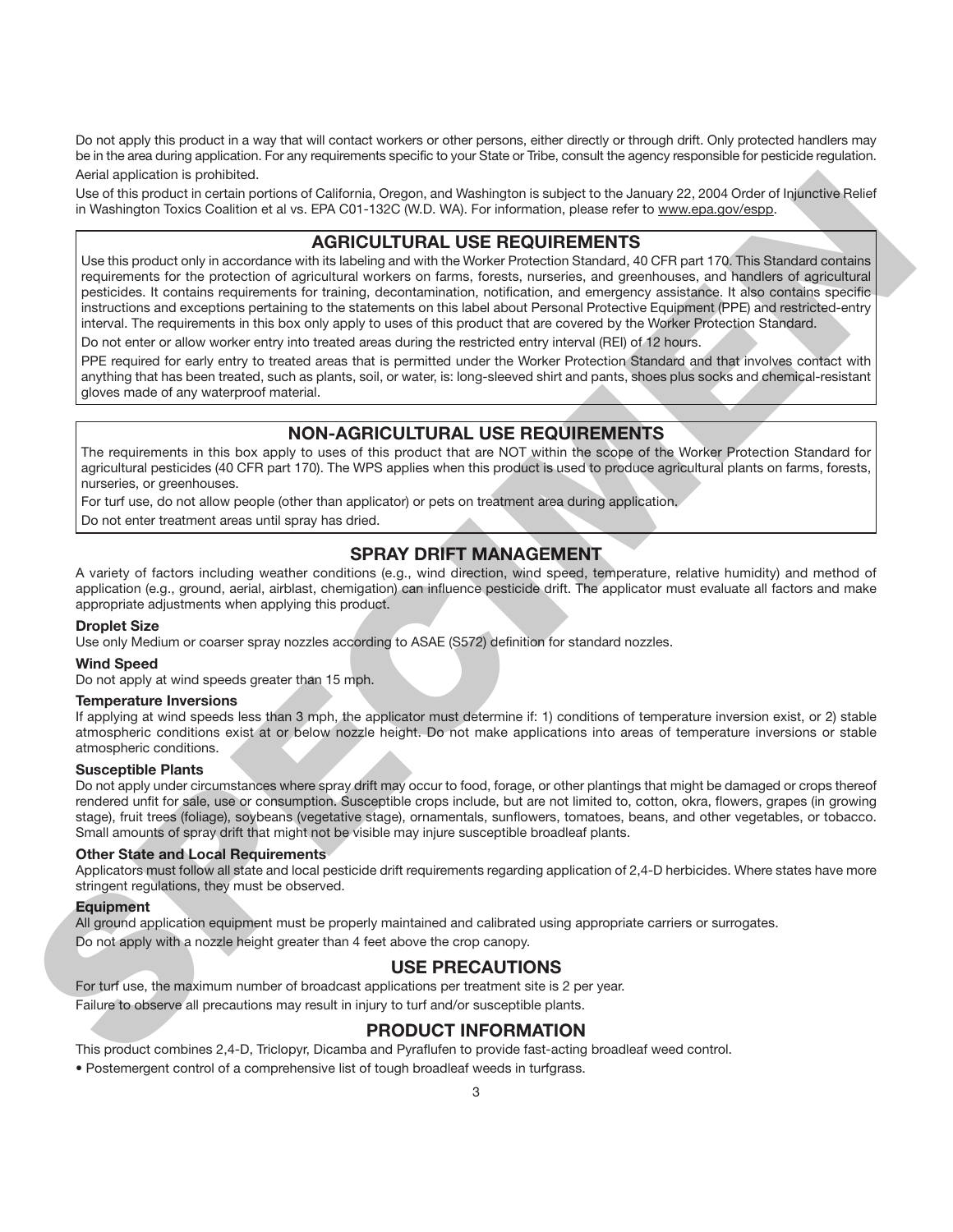Do not apply this product in a way that will contact workers or other persons, either directly or through drift. Only protected handlers may be in the area during application. For any requirements specific to your State or Tribe, consult the agency responsible for pesticide regulation.

Aerial application is prohibited.

Use of this product in certain portions of California, Oregon, and Washington is subject to the January 22, 2004 Order of Injunctive Relief in Washington Toxics Coalition et al vs. EPA C01-132C (W.D. WA). For information, please refer to www.epa.gov/espp.

## AGRICULTURAL USE REQUIREMENTS

Use this product only in accordance with its labeling and with the Worker Protection Standard, 40 CFR part 170. This Standard contains requirements for the protection of agricultural workers on farms, forests, nurseries, and greenhouses, and handlers of agricultural pesticides. It contains requirements for training, decontamination, notification, and emergency assistance. It also contains specific instructions and exceptions pertaining to the statements on this label about Personal Protective Equipment (PPE) and restricted-entry interval. The requirements in this box only apply to uses of this product that are covered by the Worker Protection Standard.

Do not enter or allow worker entry into treated areas during the restricted entry interval (REI) of 12 hours.

PPE required for early entry to treated areas that is permitted under the Worker Protection Standard and that involves contact with anything that has been treated, such as plants, soil, or water, is: long-sleeved shirt and pants, shoes plus socks and chemical-resistant gloves made of any waterproof material.

## NON-AGRICULTURAL USE REQUIREMENTS

The requirements in this box apply to uses of this product that are NOT within the scope of the Worker Protection Standard for agricultural pesticides (40 CFR part 170). The WPS applies when this product is used to produce agricultural plants on farms, forests, nurseries, or greenhouses.

For turf use, do not allow people (other than applicator) or pets on treatment area during application.

Do not enter treatment areas until spray has dried.

## SPRAY DRIFT MANAGEMENT

A variety of factors including weather conditions (e.g., wind direction, wind speed, temperature, relative humidity) and method of application (e.g., ground, aerial, airblast, chemigation) can influence pesticide drift. The applicator must evaluate all factors and make appropriate adjustments when applying this product.

**Droplet Size**

Use only Medium or coarser spray nozzles according to ASAE (S572) definition for standard nozzles.

**Wind Speed**

Do not apply at wind speeds greater than 15 mph.

**Temperature Inversions**

If applying at wind speeds less than 3 mph, the applicator must determine if: 1) conditions of temperature inversion exist, or 2) stable atmospheric conditions exist at or below nozzle height. Do not make applications into areas of temperature inversions or stable atmospheric conditions.

**Susceptible Plants**

Do not apply under circumstances where spray drift may occur to food, forage, or other plantings that might be damaged or crops thereof rendered unfit for sale, use or consumption. Susceptible crops include, but are not limited to, cotton, okra, flowers, grapes (in growing stage), fruit trees (foliage), soybeans (vegetative stage), ornamentals, sunflowers, tomatoes, beans, and other vegetables, or tobacco. Small amounts of spray drift that might not be visible may injure susceptible broadleaf plants.

**Other State and Local Requirements**

Applicators must follow all state and local pesticide drift requirements regarding application of 2,4-D herbicides. Where states have more stringent regulations, they must be observed.

**Equipment**

All ground application equipment must be properly maintained and calibrated using appropriate carriers or surrogates.

Do not apply with a nozzle height greater than 4 feet above the crop canopy.

## USE PRECAUTIONS

For turf use, the maximum number of broadcast applications per treatment site is 2 per year.

Failure to observe all precautions may result in injury to turf and/or susceptible plants.

## PRODUCT INFORMATION

This product combines 2,4-D, Triclopyr, Dicamba and Pyraflufen to provide fast-acting broadleaf weed control.

- Postemergent control of a comprehensive list of tough broadleaf weeds in turfgrass.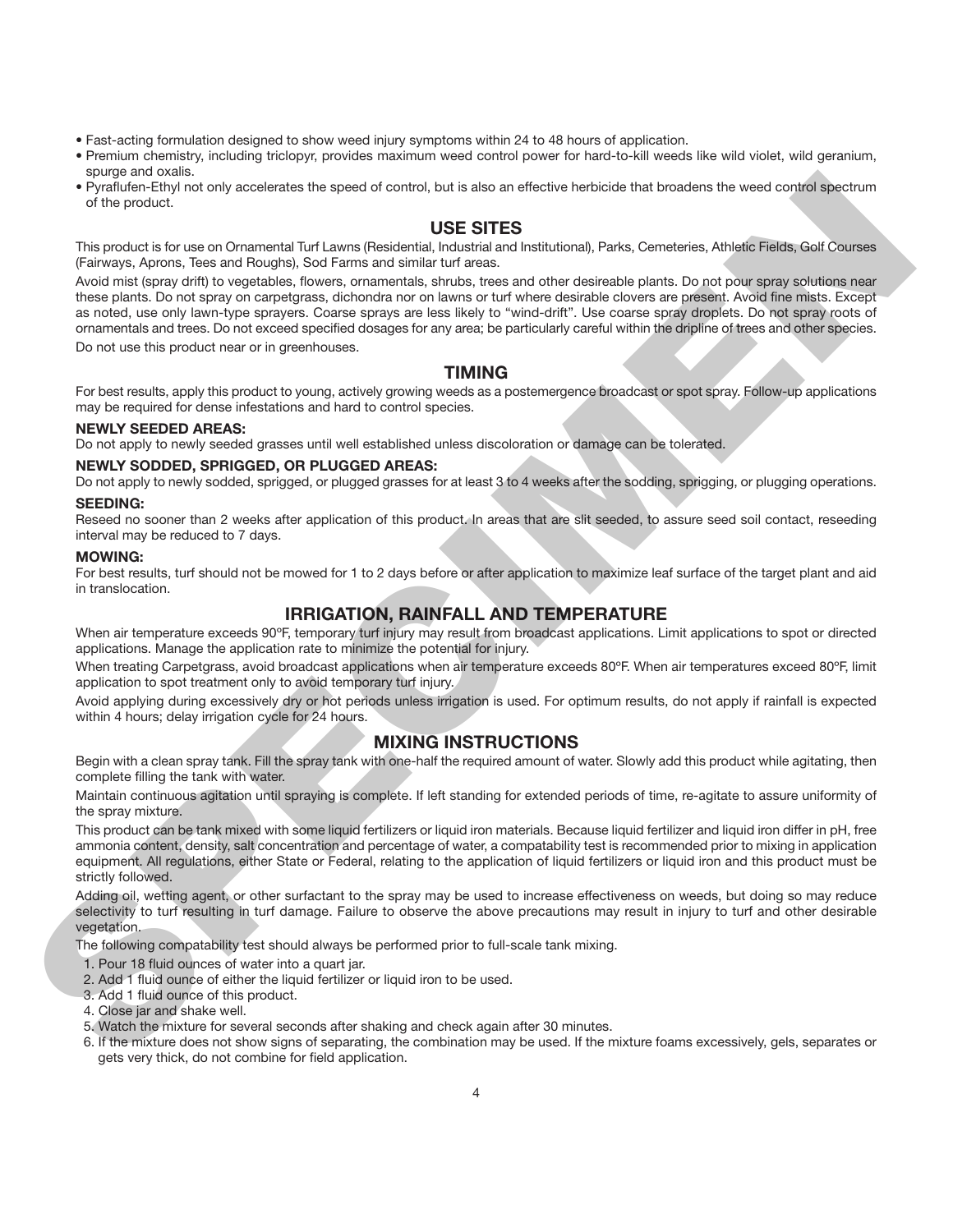- Fast-acting formulation designed to show weed injury symptoms within 24 to 48 hours of application.
- Premium chemistry, including triclopyr, provides maximum weed control power for hard-to-kill weeds like wild violet, wild geranium, spurge and oxalis.
- Pyraflufen-Ethyl not only accelerates the speed of control, but is also an effective herbicide that broadens the weed control spectrum of the product.

## USE SITES

This product is for use on Ornamental Turf Lawns (Residential, Industrial and Institutional), Parks, Cemeteries, Athletic Fields, Golf Courses (Fairways, Aprons, Tees and Roughs), Sod Farms and similar turf areas.

Avoid mist (spray drift) to vegetables, flowers, ornamentals, shrubs, trees and other desireable plants. Do not pour spray solutions near these plants. Do not spray on carpetgrass, dichondra nor on lawns or turf where desirable clovers are present. Avoid fine mists. Except as noted, use only lawn-type sprayers. Coarse sprays are less likely to "wind-drift". Use coarse spray droplets. Do not spray roots of ornamentals and trees. Do not exceed specified dosages for any area; be particularly careful within the dripline of trees and other species.

Do not use this product near or in greenhouses.

## TIMING

For best results, apply this product to young, actively growing weeds as a postemergence broadcast or spot spray. Follow-up applications may be required for dense infestations and hard to control species.

**NEWLY SEEDED AREAS:**

Do not apply to newly seeded grasses until well established unless discoloration or damage can be tolerated.

**NEWLY SODDED, SPRIGGED, OR PLUGGED AREAS:**

Do not apply to newly sodded, sprigged, or plugged grasses for at least 3 to 4 weeks after the sodding, sprigging, or plugging operations.

**SEEDING:**

Reseed no sooner than 2 weeks after application of this product. In areas that are slit seeded, to assure seed soil contact, reseeding interval may be reduced to 7 days.

**MOWING:**

For best results, turf should not be mowed for 1 to 2 days before or after application to maximize leaf surface of the target plant and aid in translocation.

## IRRIGATION, RAINFALL AND TEMPERATURE

When air temperature exceeds 90ºF, temporary turf injury may result from broadcast applications. Limit applications to spot or directed applications. Manage the application rate to minimize the potential for injury.

When treating Carpetgrass, avoid broadcast applications when air temperature exceeds 80ºF. When air temperatures exceed 80ºF, limit application to spot treatment only to avoid temporary turf injury.

Avoid applying during excessively dry or hot periods unless irrigation is used. For optimum results, do not apply if rainfall is expected within 4 hours; delay irrigation cycle for 24 hours.

## MIXING INSTRUCTIONS

Begin with a clean spray tank. Fill the spray tank with one-half the required amount of water. Slowly add this product while agitating, then complete filling the tank with water.

Maintain continuous agitation until spraying is complete. If left standing for extended periods of time, re-agitate to assure uniformity of the spray mixture.

This product can be tank mixed with some liquid fertilizers or liquid iron materials. Because liquid fertilizer and liquid iron differ in pH, free ammonia content, density, salt concentration and percentage of water, a compatability test is recommended prior to mixing in application equipment. All regulations, either State or Federal, relating to the application of liquid fertilizers or liquid iron and this product must be strictly followed.

Adding oil, wetting agent, or other surfactant to the spray may be used to increase effectiveness on weeds, but doing so may reduce selectivity to turf resulting in turf damage. Failure to observe the above precautions may result in injury to turf and other desirable vegetation.

The following compatability test should always be performed prior to full-scale tank mixing.

1. Pour 18 fluid ounces of water into a quart jar.
2. Add 1 fluid ounce of either the liquid fertilizer or liquid iron to be used.
3. Add 1 fluid ounce of this product.
4. Close jar and shake well.
5. Watch the mixture for several seconds after shaking and check again after 30 minutes.
6. If the mixture does not show signs of separating, the combination may be used. If the mixture foams excessively, gels, separates or gets very thick, do not combine for field application.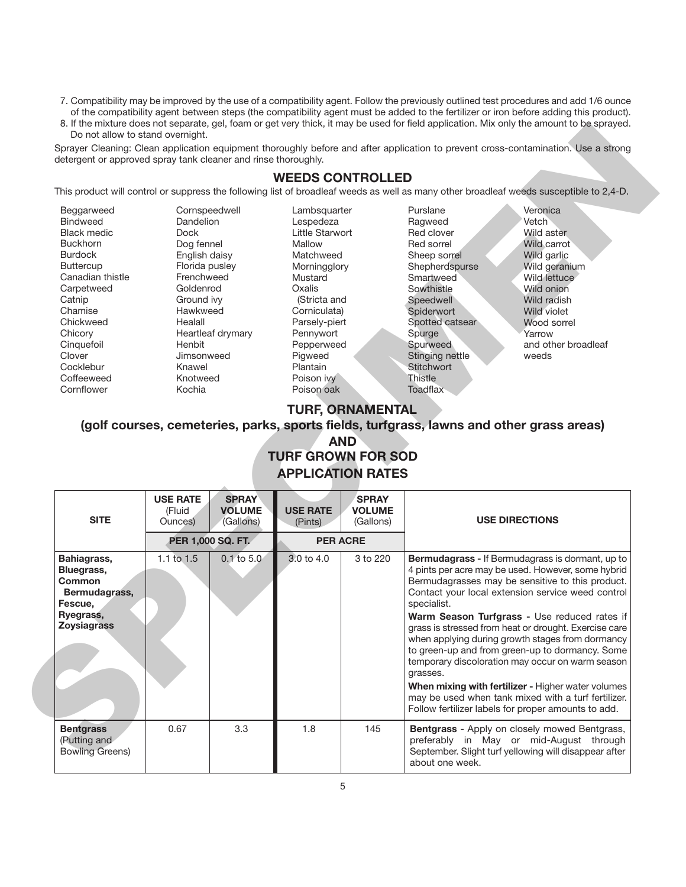7. Compatibility may be improved by the use of a compatibility agent. Follow the previously outlined test procedures and add 1/6 ounce of the compatibility agent between steps (the compatibility agent must be added to the fertilizer or iron before adding this product).
8. If the mixture does not separate, gel, foam or get very thick, it may be used for field application. Mix only the amount to be sprayed. Do not allow to stand overnight.

Sprayer Cleaning: Clean application equipment thoroughly before and after application to prevent cross-contamination. Use a strong detergent or approved spray tank cleaner and rinse thoroughly.

## WEEDS CONTROLLED

This product will control or suppress the following list of broadleaf weeds as well as many other broadleaf weeds susceptible to 2,4-D.

Beggarweed
Bindweed
Black medic
Buckhorn
Burdock
Buttercup
Canadian thistle
Carpetweed
Catnip
Chamise
Chickweed
Chicory
Cinquefoil
Clover
Cocklebur
Coffeeweed
Cornflower
Cornspeedwell
Dandelion
Dock
Dog fennel
English daisy
Florida pusley
Frenchweed
Goldenrod
Ground ivy
Hawkweed
Healall
Heartleaf drymary
Henbit
Jimsonweed
Knawel
Knotweed
Kochia
Lambsquarter
Lespedeza
Little Starwort
Mallow
Matchweed
Morningglory
Mustard
Oxalis
(Stricta and Corniculata)
Parsely-piert
Pennywort
Pepperweed
Pigweed
Plantain
Poison ivy
Poison oak
Purslane
Ragweed
Red clover
Red sorrel
Sheep sorrel
Shepherdspurse
Smartweed
Sowthistle
Speedwell
Spiderwort
Spotted catsear
Spurge
Spurweed
Stinging nettle
Stitchwort
Thistle
Toadflax
Veronica
Vetch
Wild aster
Wild carrot
Wild garlic
Wild geranium
Wild lettuce
Wild onion
Wild radish
Wild violet
Wood sorrel
Yarrow
and other broadleaf weeds

## TURF, ORNAMENTAL
### (golf courses, cemeteries, parks, sports fields, turfgrass, lawns and other grass areas)
### AND
### TURF GROWN FOR SOD
### APPLICATION RATES

| SITE | USE RATE (Fluid Ounces) | SPRAY VOLUME (Gallons) | USE RATE (Pints) | SPRAY VOLUME (Gallons) | USE DIRECTIONS |
|---|---|---|---|---|---|
| | PER 1,000 SQ. FT. | | PER ACRE | | |
| **Bahiagrass, Bluegrass, Common Bermudagrass, Fescue, Ryegrass, Zoysiagrass** | 1.1 to 1.5 | 0.1 to 5.0 | 3.0 to 4.0 | 3 to 220 | **Bermudagrass -** If Bermudagrass is dormant, up to 4 pints per acre may be used. However, some hybrid Bermudagrasses may be sensitive to this product. Contact your local extension service weed control specialist. **Warm Season Turfgrass -** Use reduced rates if grass is stressed from heat or drought. Exercise care when applying during growth stages from dormancy to green-up and from green-up to dormancy. Some temporary discoloration may occur on warm season grasses. **When mixing with fertilizer -** Higher water volumes may be used when tank mixed with a turf fertilizer. Follow fertilizer labels for proper amounts to add. |
| **Bentgrass** (Putting and Bowling Greens) | 0.67 | 3.3 | 1.8 | 145 | **Bentgrass** - Apply on closely mowed Bentgrass, preferably in May or mid-August through September. Slight turf yellowing will disappear after about one week. |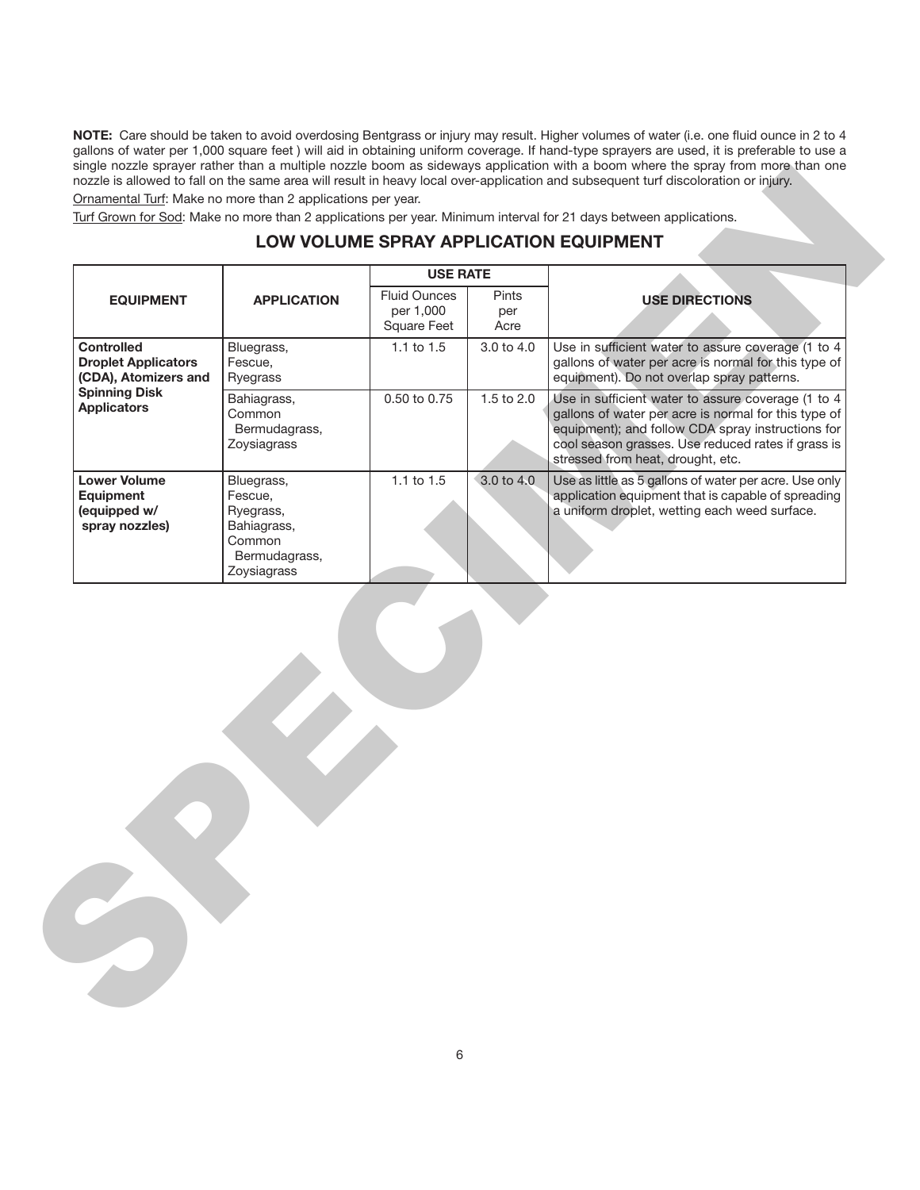**NOTE:** Care should be taken to avoid overdosing Bentgrass or injury may result. Higher volumes of water (i.e. one fluid ounce in 2 to 4 gallons of water per 1,000 square feet ) will aid in obtaining uniform coverage. If hand-type sprayers are used, it is preferable to use a single nozzle sprayer rather than a multiple nozzle boom as sideways application with a boom where the spray from more than one nozzle is allowed to fall on the same area will result in heavy local over-application and subsequent turf discoloration or injury.

Ornamental Turf: Make no more than 2 applications per year.

Turf Grown for Sod: Make no more than 2 applications per year. Minimum interval for 21 days between applications.

## LOW VOLUME SPRAY APPLICATION EQUIPMENT

| EQUIPMENT | APPLICATION | USE RATE | | USE DIRECTIONS |
|---|---|---|---|---|
| | | Fluid Ounces per 1,000 Square Feet | Pints per Acre | |
| **Controlled Droplet Applicators (CDA), Atomizers and Spinning Disk Applicators** | Bluegrass, Fescue, Ryegrass | 1.1 to 1.5 | 3.0 to 4.0 | Use in sufficient water to assure coverage (1 to 4 gallons of water per acre is normal for this type of equipment). Do not overlap spray patterns. |
| | Bahiagrass, Common Bermudagrass, Zoysiagrass | 0.50 to 0.75 | 1.5 to 2.0 | Use in sufficient water to assure coverage (1 to 4 gallons of water per acre is normal for this type of equipment); and follow CDA spray instructions for cool season grasses. Use reduced rates if grass is stressed from heat, drought, etc. |
| **Lower Volume Equipment (equipped w/ spray nozzles)** | Bluegrass, Fescue, Ryegrass, Bahiagrass, Common Bermudagrass, Zoysiagrass | 1.1 to 1.5 | 3.0 to 4.0 | Use as little as 5 gallons of water per acre. Use only application equipment that is capable of spreading a uniform droplet, wetting each weed surface. |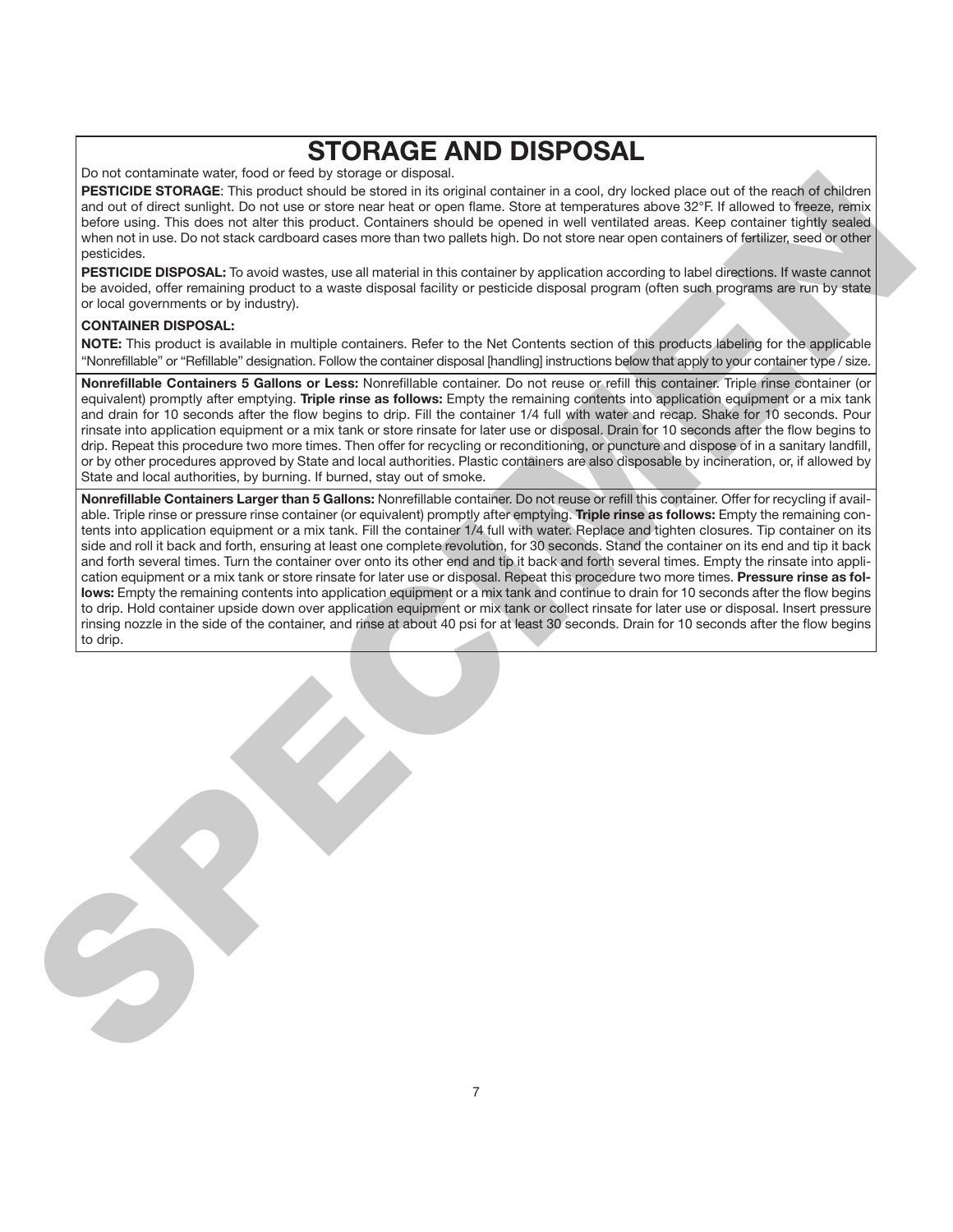# STORAGE AND DISPOSAL

Do not contaminate water, food or feed by storage or disposal.

**PESTICIDE STORAGE**: This product should be stored in its original container in a cool, dry locked place out of the reach of children and out of direct sunlight. Do not use or store near heat or open flame. Store at temperatures above 32°F. If allowed to freeze, remix before using. This does not alter this product. Containers should be opened in well ventilated areas. Keep container tightly sealed when not in use. Do not stack cardboard cases more than two pallets high. Do not store near open containers of fertilizer, seed or other pesticides.

**PESTICIDE DISPOSAL:** To avoid wastes, use all material in this container by application according to label directions. If waste cannot be avoided, offer remaining product to a waste disposal facility or pesticide disposal program (often such programs are run by state or local governments or by industry).

**CONTAINER DISPOSAL:**

**NOTE:** This product is available in multiple containers. Refer to the Net Contents section of this products labeling for the applicable "Nonrefillable" or "Refillable" designation. Follow the container disposal [handling] instructions below that apply to your container type / size.

**Nonrefillable Containers 5 Gallons or Less:** Nonrefillable container. Do not reuse or refill this container. Triple rinse container (or equivalent) promptly after emptying. **Triple rinse as follows:** Empty the remaining contents into application equipment or a mix tank and drain for 10 seconds after the flow begins to drip. Fill the container 1/4 full with water and recap. Shake for 10 seconds. Pour rinsate into application equipment or a mix tank or store rinsate for later use or disposal. Drain for 10 seconds after the flow begins to drip. Repeat this procedure two more times. Then offer for recycling or reconditioning, or puncture and dispose of in a sanitary landfill, or by other procedures approved by State and local authorities. Plastic containers are also disposable by incineration, or, if allowed by State and local authorities, by burning. If burned, stay out of smoke.

**Nonrefillable Containers Larger than 5 Gallons:** Nonrefillable container. Do not reuse or refill this container. Offer for recycling if available. Triple rinse or pressure rinse container (or equivalent) promptly after emptying. **Triple rinse as follows:** Empty the remaining contents into application equipment or a mix tank. Fill the container 1/4 full with water. Replace and tighten closures. Tip container on its side and roll it back and forth, ensuring at least one complete revolution, for 30 seconds. Stand the container on its end and tip it back and forth several times. Turn the container over onto its other end and tip it back and forth several times. Empty the rinsate into application equipment or a mix tank or store rinsate for later use or disposal. Repeat this procedure two more times. **Pressure rinse as follows:** Empty the remaining contents into application equipment or a mix tank and continue to drain for 10 seconds after the flow begins to drip. Hold container upside down over application equipment or mix tank or collect rinsate for later use or disposal. Insert pressure rinsing nozzle in the side of the container, and rinse at about 40 psi for at least 30 seconds. Drain for 10 seconds after the flow begins to drip.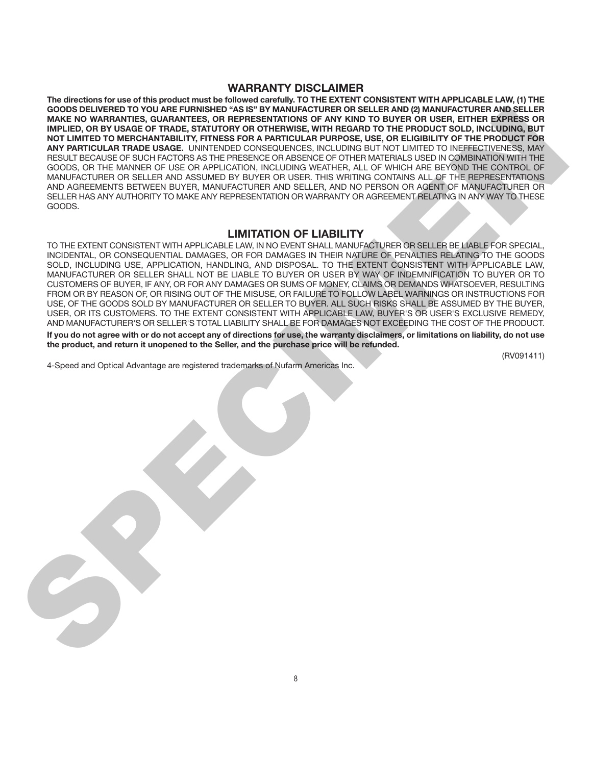## WARRANTY DISCLAIMER

**The directions for use of this product must be followed carefully. TO THE EXTENT CONSISTENT WITH APPLICABLE LAW, (1) THE GOODS DELIVERED TO YOU ARE FURNISHED "AS IS" BY MANUFACTURER OR SELLER AND (2) MANUFACTURER AND SELLER MAKE NO WARRANTIES, GUARANTEES, OR REPRESENTATIONS OF ANY KIND TO BUYER OR USER, EITHER EXPRESS OR IMPLIED, OR BY USAGE OF TRADE, STATUTORY OR OTHERWISE, WITH REGARD TO THE PRODUCT SOLD, INCLUDING, BUT NOT LIMITED TO MERCHANTABILITY, FITNESS FOR A PARTICULAR PURPOSE, USE, OR ELIGIBILITY OF THE PRODUCT FOR ANY PARTICULAR TRADE USAGE.** UNINTENDED CONSEQUENCES, INCLUDING BUT NOT LIMITED TO INEFFECTIVENESS, MAY RESULT BECAUSE OF SUCH FACTORS AS THE PRESENCE OR ABSENCE OF OTHER MATERIALS USED IN COMBINATION WITH THE GOODS, OR THE MANNER OF USE OR APPLICATION, INCLUDING WEATHER, ALL OF WHICH ARE BEYOND THE CONTROL OF MANUFACTURER OR SELLER AND ASSUMED BY BUYER OR USER. THIS WRITING CONTAINS ALL OF THE REPRESENTATIONS AND AGREEMENTS BETWEEN BUYER, MANUFACTURER AND SELLER, AND NO PERSON OR AGENT OF MANUFACTURER OR SELLER HAS ANY AUTHORITY TO MAKE ANY REPRESENTATION OR WARRANTY OR AGREEMENT RELATING IN ANY WAY TO THESE GOODS.

## LIMITATION OF LIABILITY

TO THE EXTENT CONSISTENT WITH APPLICABLE LAW, IN NO EVENT SHALL MANUFACTURER OR SELLER BE LIABLE FOR SPECIAL, INCIDENTAL, OR CONSEQUENTIAL DAMAGES, OR FOR DAMAGES IN THEIR NATURE OF PENALTIES RELATING TO THE GOODS SOLD, INCLUDING USE, APPLICATION, HANDLING, AND DISPOSAL. TO THE EXTENT CONSISTENT WITH APPLICABLE LAW, MANUFACTURER OR SELLER SHALL NOT BE LIABLE TO BUYER OR USER BY WAY OF INDEMNIFICATION TO BUYER OR TO CUSTOMERS OF BUYER, IF ANY, OR FOR ANY DAMAGES OR SUMS OF MONEY, CLAIMS OR DEMANDS WHATSOEVER, RESULTING FROM OR BY REASON OF, OR RISING OUT OF THE MISUSE, OR FAILURE TO FOLLOW LABEL WARNINGS OR INSTRUCTIONS FOR USE, OF THE GOODS SOLD BY MANUFACTURER OR SELLER TO BUYER. ALL SUCH RISKS SHALL BE ASSUMED BY THE BUYER, USER, OR ITS CUSTOMERS. TO THE EXTENT CONSISTENT WITH APPLICABLE LAW, BUYER'S OR USER'S EXCLUSIVE REMEDY, AND MANUFACTURER'S OR SELLER'S TOTAL LIABILITY SHALL BE FOR DAMAGES NOT EXCEEDING THE COST OF THE PRODUCT.

**If you do not agree with or do not accept any of directions for use, the warranty disclaimers, or limitations on liability, do not use the product, and return it unopened to the Seller, and the purchase price will be refunded.**

(RV091411)

4-Speed and Optical Advantage are registered trademarks of Nufarm Americas Inc.